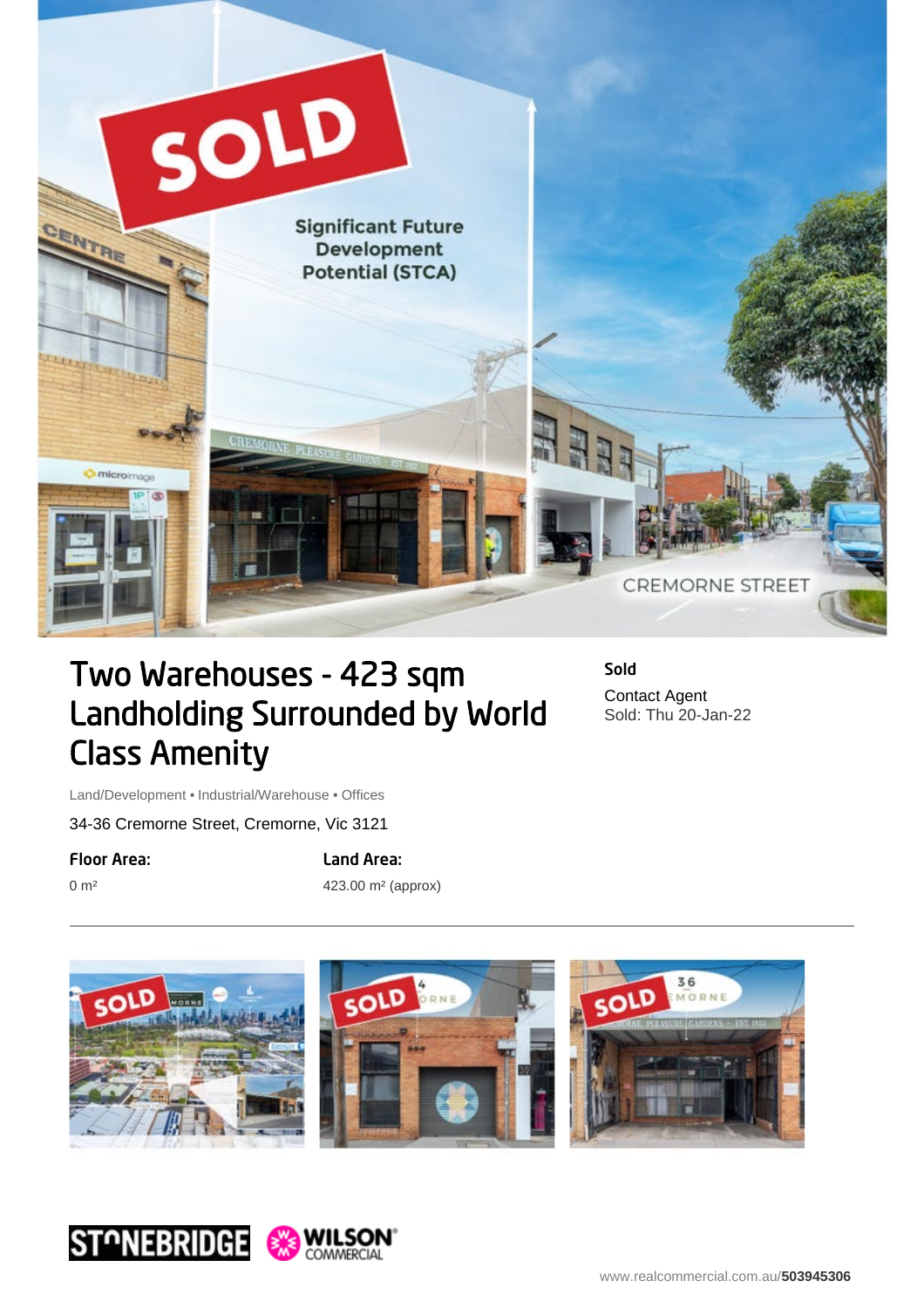# Two Warehouses - 423 sqm Landholding Surrounded by World Class Amenity

Land/Development • Industrial/Warehouse • Offices

34-36 Cremorne Street, Cremorne, Vic 3121

**Floor Area:**

0 m²

**Land Area:**

423.00 m² (approx)

**Sold**

Contact Agent

Sold: Thu 20-Jan-22

www.realcommercial.com.au/**503945306**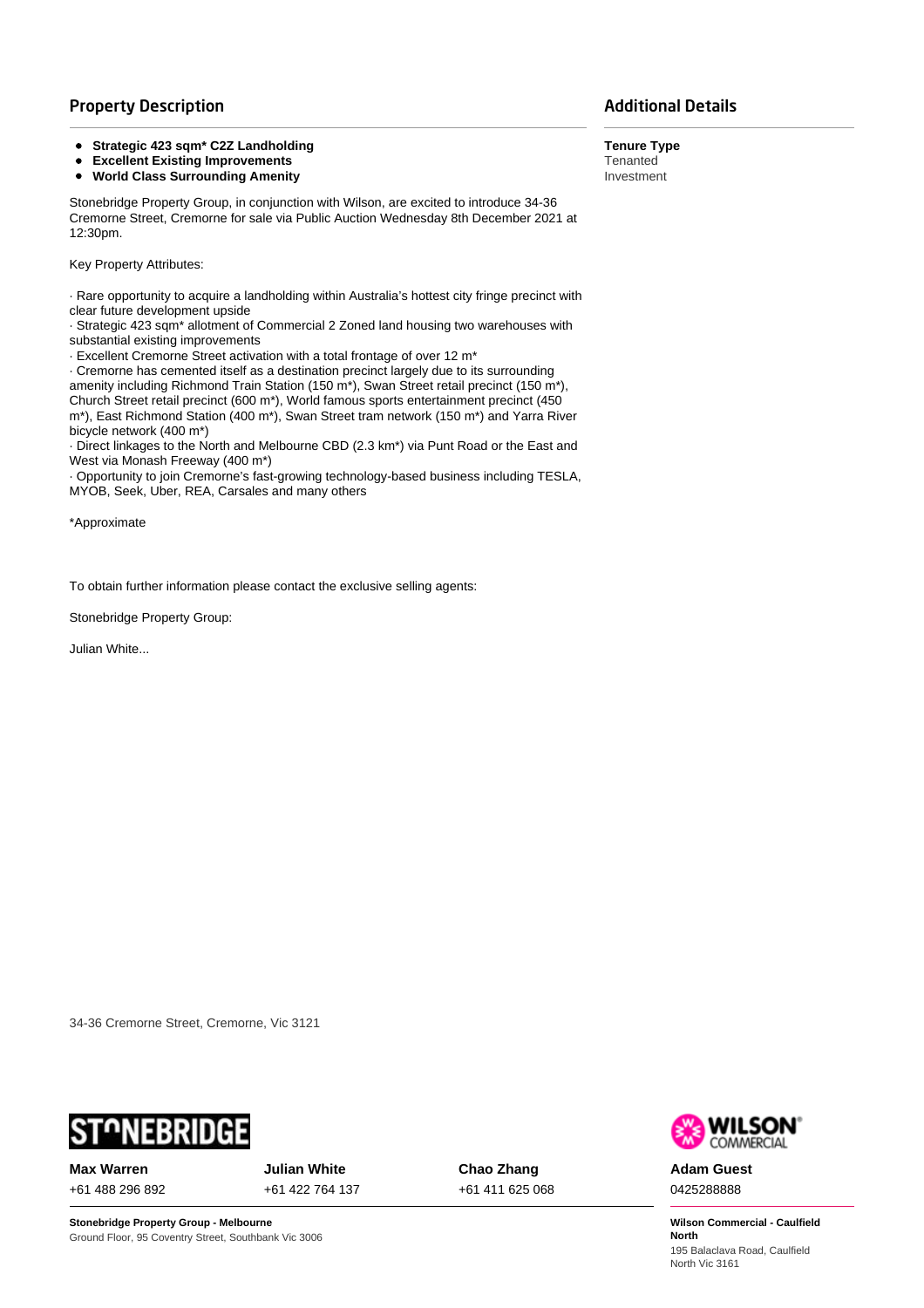## Property Description

- **Strategic 423 sqm* C2Z Landholding**
- **Excellent Existing Improvements**
- **World Class Surrounding Amenity**

Stonebridge Property Group, in conjunction with Wilson, are excited to introduce 34-36 Cremorne Street, Cremorne for sale via Public Auction Wednesday 8th December 2021 at 12:30pm.

Key Property Attributes:

· Rare opportunity to acquire a landholding within Australia's hottest city fringe precinct with clear future development upside
· Strategic 423 sqm* allotment of Commercial 2 Zoned land housing two warehouses with substantial existing improvements
· Excellent Cremorne Street activation with a total frontage of over 12 m*
· Cremorne has cemented itself as a destination precinct largely due to its surrounding amenity including Richmond Train Station (150 m*), Swan Street retail precinct (150 m*), Church Street retail precinct (600 m*), World famous sports entertainment precinct (450 m*), East Richmond Station (400 m*), Swan Street tram network (150 m*) and Yarra River bicycle network (400 m*)
· Direct linkages to the North and Melbourne CBD (2.3 km*) via Punt Road or the East and West via Monash Freeway (400 m*)
· Opportunity to join Cremorne's fast-growing technology-based business including TESLA, MYOB, Seek, Uber, REA, Carsales and many others

*Approximate

To obtain further information please contact the exclusive selling agents:

Stonebridge Property Group:

Julian White...

## Additional Details

**Tenure Type**
Tenanted
Investment

34-36 Cremorne Street, Cremorne, Vic 3121

STONEBRIDGE

**Max Warren**
+61 488 296 892

**Julian White**
+61 422 764 137

**Chao Zhang**
+61 411 625 068

**Stonebridge Property Group - Melbourne**
Ground Floor, 95 Coventry Street, Southbank Vic 3006

WILSON COMMERCIAL

**Adam Guest**
0425288888

**Wilson Commercial - Caulfield North**
195 Balaclava Road, Caulfield North Vic 3161